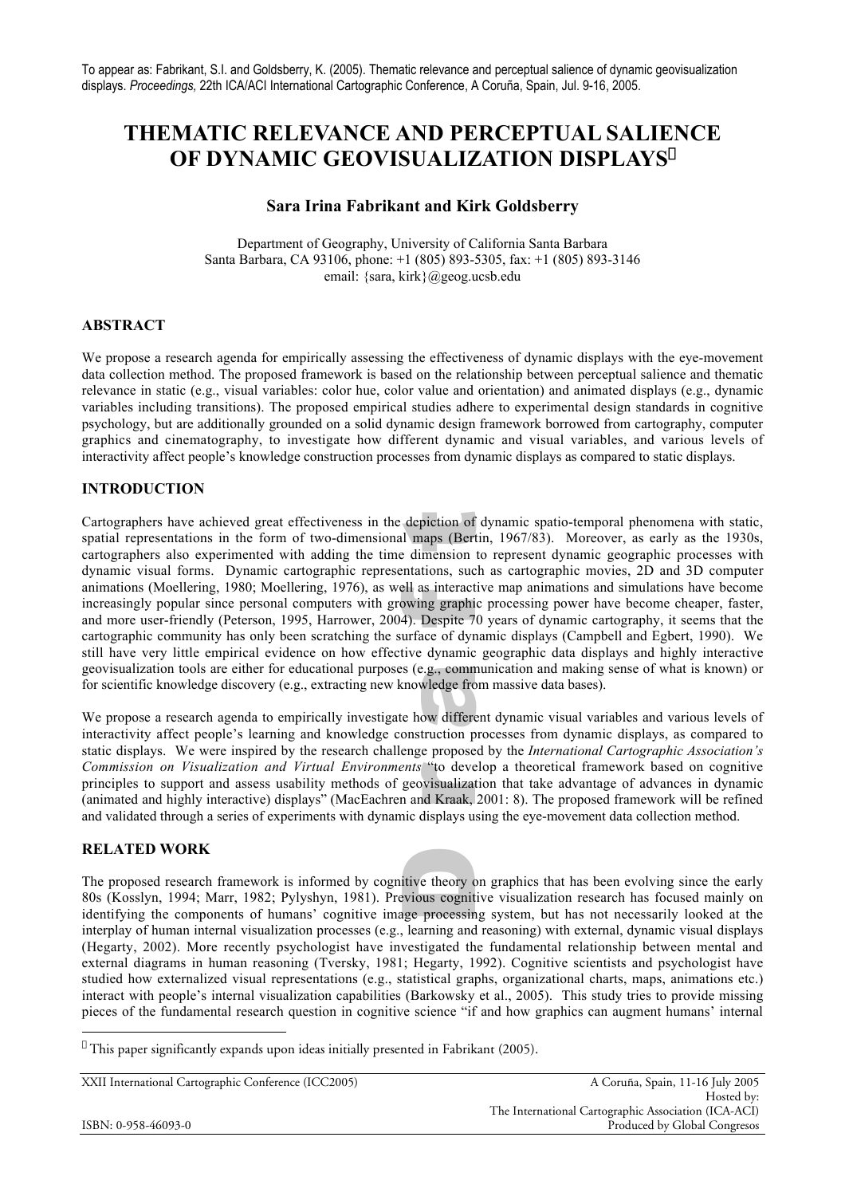To appear as: Fabrikant, S.I. and Goldsberry, K. (2005). Thematic relevance and perceptual salience of dynamic geovisualization displays. *Proceedings*, 22th ICA/ACI International Cartographic Conference, A Coruña, Spain, Jul. 9-16, 2005.

# THEMATIC RELEVANCE AND PERCEPTUAL SALIENCE OF DYNAMIC GEOVISUALIZATION DISPLAYS[*]

**Sara Irina Fabrikant and Kirk Goldsberry**

Department of Geography, University of California Santa Barbara
Santa Barbara, CA 93106, phone: +1 (805) 893-5305, fax: +1 (805) 893-3146
email: {sara, kirk}@geog.ucsb.edu

## ABSTRACT

We propose a research agenda for empirically assessing the effectiveness of dynamic displays with the eye-movement data collection method. The proposed framework is based on the relationship between perceptual salience and thematic relevance in static (e.g., visual variables: color hue, color value and orientation) and animated displays (e.g., dynamic variables including transitions). The proposed empirical studies adhere to experimental design standards in cognitive psychology, but are additionally grounded on a solid dynamic design framework borrowed from cartography, computer graphics and cinematography, to investigate how different dynamic and visual variables, and various levels of interactivity affect people's knowledge construction processes from dynamic displays as compared to static displays.

## INTRODUCTION

Cartographers have achieved great effectiveness in the depiction of dynamic spatio-temporal phenomena with static, spatial representations in the form of two-dimensional maps (Bertin, 1967/83). Moreover, as early as the 1930s, cartographers also experimented with adding the time dimension to represent dynamic geographic processes with dynamic visual forms. Dynamic cartographic representations, such as cartographic movies, 2D and 3D computer animations (Moellering, 1980; Moellering, 1976), as well as interactive map animations and simulations have become increasingly popular since personal computers with growing graphic processing power have become cheaper, faster, and more user-friendly (Peterson, 1995, Harrower, 2004). Despite 70 years of dynamic cartography, it seems that the cartographic community has only been scratching the surface of dynamic displays (Campbell and Egbert, 1990). We still have very little empirical evidence on how effective dynamic geographic data displays and highly interactive geovisualization tools are either for educational purposes (e.g., communication and making sense of what is known) or for scientific knowledge discovery (e.g., extracting new knowledge from massive data bases).

We propose a research agenda to empirically investigate how different dynamic visual variables and various levels of interactivity affect people's learning and knowledge construction processes from dynamic displays, as compared to static displays. We were inspired by the research challenge proposed by the *International Cartographic Association's Commission on Visualization and Virtual Environments* "to develop a theoretical framework based on cognitive principles to support and assess usability methods of geovisualization that take advantage of advances in dynamic (animated and highly interactive) displays" (MacEachren and Kraak, 2001: 8). The proposed framework will be refined and validated through a series of experiments with dynamic displays using the eye-movement data collection method.

## RELATED WORK

The proposed research framework is informed by cognitive theory on graphics that has been evolving since the early 80s (Kosslyn, 1994; Marr, 1982; Pylyshyn, 1981). Previous cognitive visualization research has focused mainly on identifying the components of humans' cognitive image processing system, but has not necessarily looked at the interplay of human internal visualization processes (e.g., learning and reasoning) with external, dynamic visual displays (Hegarty, 2002). More recently psychologist have investigated the fundamental relationship between mental and external diagrams in human reasoning (Tversky, 1981; Hegarty, 1992). Cognitive scientists and psychologist have studied how externalized visual representations (e.g., statistical graphs, organizational charts, maps, animations etc.) interact with people's internal visualization capabilities (Barkowsky et al., 2005). This study tries to provide missing pieces of the fundamental research question in cognitive science "if and how graphics can augment humans' internal

[*] This paper significantly expands upon ideas initially presented in Fabrikant (2005).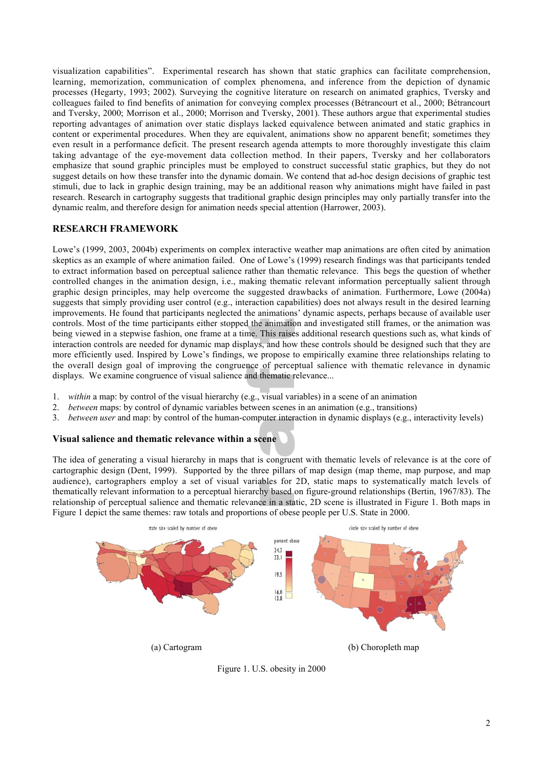visualization capabilities". Experimental research has shown that static graphics can facilitate comprehension, learning, memorization, communication of complex phenomena, and inference from the depiction of dynamic processes (Hegarty, 1993; 2002). Surveying the cognitive literature on research on animated graphics, Tversky and colleagues failed to find benefits of animation for conveying complex processes (Bétrancourt et al., 2000; Bétrancourt and Tversky, 2000; Morrison et al., 2000; Morrison and Tversky, 2001). These authors argue that experimental studies reporting advantages of animation over static displays lacked equivalence between animated and static graphics in content or experimental procedures. When they are equivalent, animations show no apparent benefit; sometimes they even result in a performance deficit. The present research agenda attempts to more thoroughly investigate this claim taking advantage of the eye-movement data collection method. In their papers, Tversky and her collaborators emphasize that sound graphic principles must be employed to construct successful static graphics, but they do not suggest details on how these transfer into the dynamic domain. We contend that ad-hoc design decisions of graphic test stimuli, due to lack in graphic design training, may be an additional reason why animations might have failed in past research. Research in cartography suggests that traditional graphic design principles may only partially transfer into the dynamic realm, and therefore design for animation needs special attention (Harrower, 2003).

## RESEARCH FRAMEWORK

Lowe's (1999, 2003, 2004b) experiments on complex interactive weather map animations are often cited by animation skeptics as an example of where animation failed. One of Lowe's (1999) research findings was that participants tended to extract information based on perceptual salience rather than thematic relevance. This begs the question of whether controlled changes in the animation design, i.e., making thematic relevant information perceptually salient through graphic design principles, may help overcome the suggested drawbacks of animation. Furthermore, Lowe (2004a) suggests that simply providing user control (e.g., interaction capabilities) does not always result in the desired learning improvements. He found that participants neglected the animations' dynamic aspects, perhaps because of available user controls. Most of the time participants either stopped the animation and investigated still frames, or the animation was being viewed in a stepwise fashion, one frame at a time. This raises additional research questions such as, what kinds of interaction controls are needed for dynamic map displays, and how these controls should be designed such that they are more efficiently used. Inspired by Lowe's findings, we propose to empirically examine three relationships relating to the overall design goal of improving the congruence of perceptual salience with thematic relevance in dynamic displays. We examine congruence of visual salience and thematic relevance...

1. *within* a map: by control of the visual hierarchy (e.g., visual variables) in a scene of an animation
2. *between* maps: by control of dynamic variables between scenes in an animation (e.g., transitions)
3. *between user* and map: by control of the human-computer interaction in dynamic displays (e.g., interactivity levels)

### Visual salience and thematic relevance within a scene

The idea of generating a visual hierarchy in maps that is congruent with thematic levels of relevance is at the core of cartographic design (Dent, 1999). Supported by the three pillars of map design (map theme, map purpose, and map audience), cartographers employ a set of visual variables for 2D, static maps to systematically match levels of thematically relevant information to a perceptual hierarchy based on figure-ground relationships (Bertin, 1967/83). The relationship of perceptual salience and thematic relevance in a static, 2D scene is illustrated in Figure 1. Both maps in Figure 1 depict the same themes: raw totals and proportions of obese people per U.S. State in 2000.

(a) Cartogram

(b) Choropleth map

Figure 1. U.S. obesity in 2000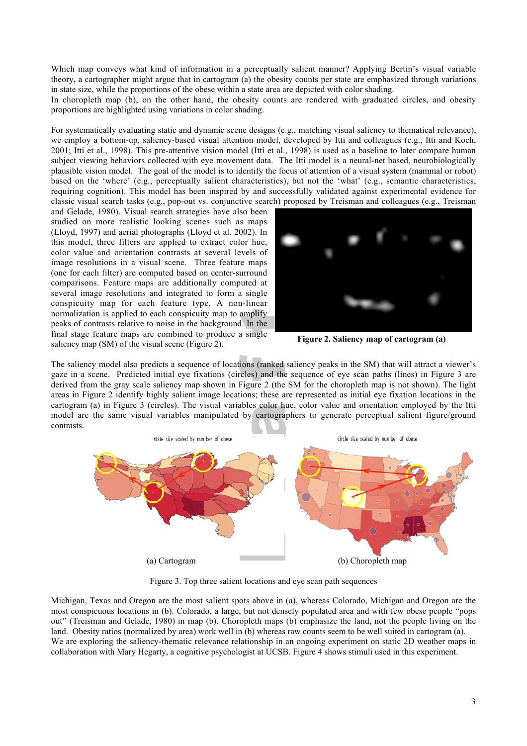Which map conveys what kind of information in a perceptually salient manner? Applying Bertin's visual variable theory, a cartographer might argue that in cartogram (a) the obesity counts per state are emphasized through variations in state size, while the proportions of the obese within a state area are depicted with color shading.
In choropleth map (b), on the other hand, the obesity counts are rendered with graduated circles, and obesity proportions are highlighted using variations in color shading.

For systematically evaluating static and dynamic scene designs (e.g., matching visual saliency to thematical relevance), we employ a bottom-up, saliency-based visual attention model, developed by Itti and colleagues (e.g., Itti and Koch, 2001; Itti et al., 1998). This pre-attentive vision model (Itti et al., 1998) is used as a baseline to later compare human subject viewing behaviors collected with eye movement data. The Itti model is a neural-net based, neurobiologically plausible vision model. The goal of the model is to identify the focus of attention of a visual system (mammal or robot) based on the 'where' (e.g., perceptually salient characteristics), but not the 'what' (e.g., semantic characteristics, requiring cognition). This model has been inspired by and successfully validated against experimental evidence for classic visual search tasks (e.g., pop-out vs. conjunctive search) proposed by Treisman and colleagues (e.g., Treisman and Gelade, 1980). Visual search strategies have also been studied on more realistic looking scenes such as maps (Lloyd, 1997) and aerial photographs (Lloyd et al. 2002). In this model, three filters are applied to extract color hue, color value and orientation contrasts at several levels of image resolutions in a visual scene. Three feature maps (one for each filter) are computed based on center-surround comparisons. Feature maps are additionally computed at several image resolutions and integrated to form a single conspicuity map for each feature type. A non-linear normalization is applied to each conspicuity map to amplify peaks of contrasts relative to noise in the background. In the final stage feature maps are combined to produce a single saliency map (SM) of the visual scene (Figure 2).

**Figure 2. Saliency map of cartogram (a)**

The saliency model also predicts a sequence of locations (ranked saliency peaks in the SM) that will attract a viewer's gaze in a scene. Predicted initial eye fixations (circles) and the sequence of eye scan paths (lines) in Figure 3 are derived from the gray scale saliency map shown in Figure 2 (the SM for the choropleth map is not shown). The light areas in Figure 2 identify highly salient image locations; these are represented as initial eye fixation locations in the cartogram (a) in Figure 3 (circles). The visual variables color hue, color value and orientation employed by the Itti model are the same visual variables manipulated by cartographers to generate perceptual salient figure/ground contrasts.

(a) Cartogram (b) Choropleth map

Figure 3. Top three salient locations and eye scan path sequences

Michigan, Texas and Oregon are the most salient spots above in (a), whereas Colorado, Michigan and Oregon are the most conspicuous locations in (b). Colorado, a large, but not densely populated area and with few obese people "pops out" (Treisman and Gelade, 1980) in map (b). Choropleth maps (b) emphasize the land, not the people living on the land. Obesity ratios (normalized by area) work well in (b) whereas raw counts seem to be well suited in cartogram (a).
We are exploring the saliency-thematic relevance relationship in an ongoing experiment on static 2D weather maps in collaboration with Mary Hegarty, a cognitive psychologist at UCSB. Figure 4 shows stimuli used in this experiment.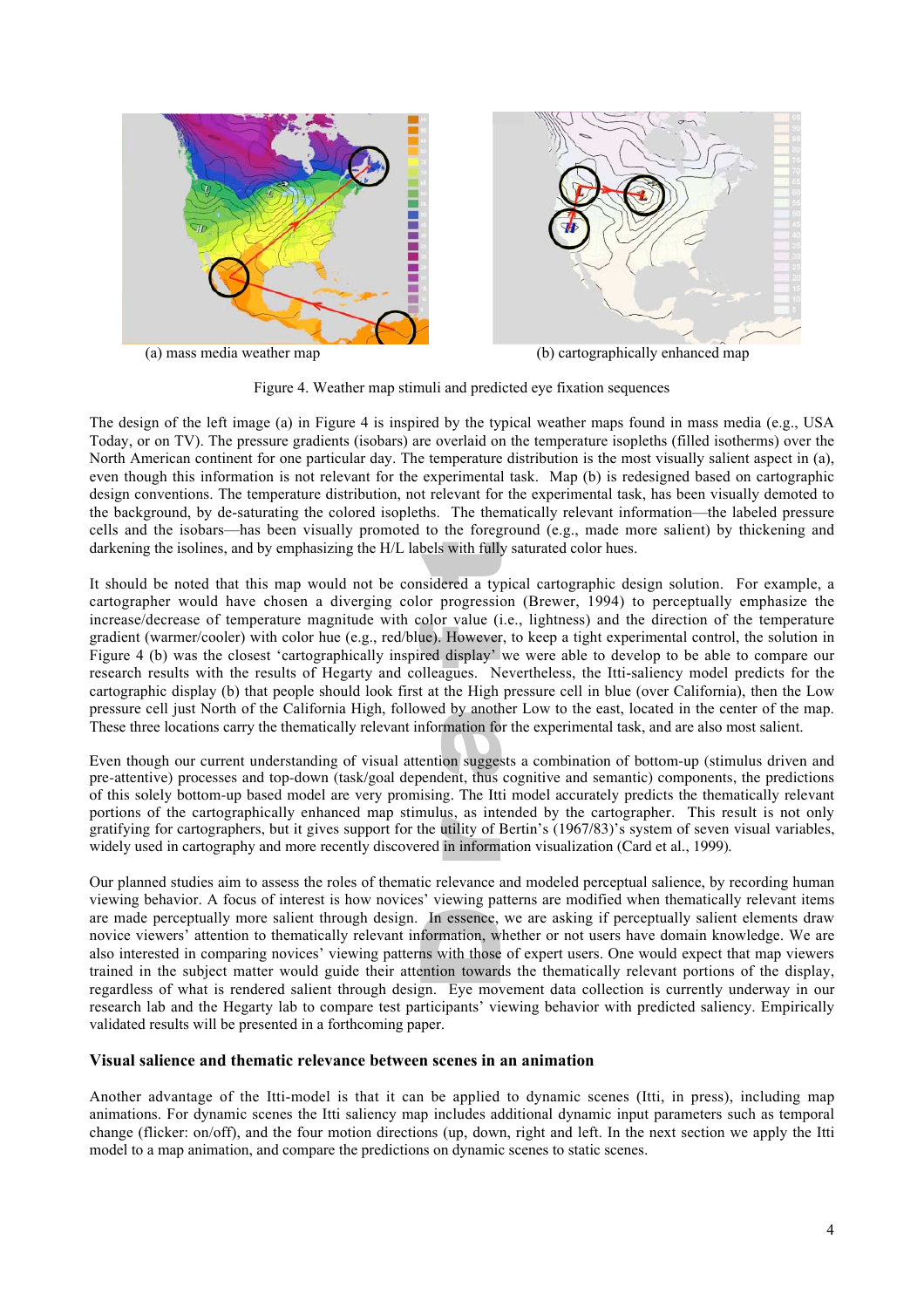(a) mass media weather map

(b) cartographically enhanced map

Figure 4. Weather map stimuli and predicted eye fixation sequences

The design of the left image (a) in Figure 4 is inspired by the typical weather maps found in mass media (e.g., USA Today, or on TV). The pressure gradients (isobars) are overlaid on the temperature isopleths (filled isotherms) over the North American continent for one particular day. The temperature distribution is the most visually salient aspect in (a), even though this information is not relevant for the experimental task. Map (b) is redesigned based on cartographic design conventions. The temperature distribution, not relevant for the experimental task, has been visually demoted to the background, by de-saturating the colored isopleths. The thematically relevant information—the labeled pressure cells and the isobars—has been visually promoted to the foreground (e.g., made more salient) by thickening and darkening the isolines, and by emphasizing the H/L labels with fully saturated color hues.

It should be noted that this map would not be considered a typical cartographic design solution. For example, a cartographer would have chosen a diverging color progression (Brewer, 1994) to perceptually emphasize the increase/decrease of temperature magnitude with color value (i.e., lightness) and the direction of the temperature gradient (warmer/cooler) with color hue (e.g., red/blue). However, to keep a tight experimental control, the solution in Figure 4 (b) was the closest 'cartographically inspired display' we were able to develop to be able to compare our research results with the results of Hegarty and colleagues. Nevertheless, the Itti-saliency model predicts for the cartographic display (b) that people should look first at the High pressure cell in blue (over California), then the Low pressure cell just North of the California High, followed by another Low to the east, located in the center of the map. These three locations carry the thematically relevant information for the experimental task, and are also most salient.

Even though our current understanding of visual attention suggests a combination of bottom-up (stimulus driven and pre-attentive) processes and top-down (task/goal dependent, thus cognitive and semantic) components, the predictions of this solely bottom-up based model are very promising. The Itti model accurately predicts the thematically relevant portions of the cartographically enhanced map stimulus, as intended by the cartographer. This result is not only gratifying for cartographers, but it gives support for the utility of Bertin's (1967/83)'s system of seven visual variables, widely used in cartography and more recently discovered in information visualization (Card et al., 1999).

Our planned studies aim to assess the roles of thematic relevance and modeled perceptual salience, by recording human viewing behavior. A focus of interest is how novices' viewing patterns are modified when thematically relevant items are made perceptually more salient through design. In essence, we are asking if perceptually salient elements draw novice viewers' attention to thematically relevant information, whether or not users have domain knowledge. We are also interested in comparing novices' viewing patterns with those of expert users. One would expect that map viewers trained in the subject matter would guide their attention towards the thematically relevant portions of the display, regardless of what is rendered salient through design. Eye movement data collection is currently underway in our research lab and the Hegarty lab to compare test participants' viewing behavior with predicted saliency. Empirically validated results will be presented in a forthcoming paper.

### Visual salience and thematic relevance between scenes in an animation

Another advantage of the Itti-model is that it can be applied to dynamic scenes (Itti, in press), including map animations. For dynamic scenes the Itti saliency map includes additional dynamic input parameters such as temporal change (flicker: on/off), and the four motion directions (up, down, right and left. In the next section we apply the Itti model to a map animation, and compare the predictions on dynamic scenes to static scenes.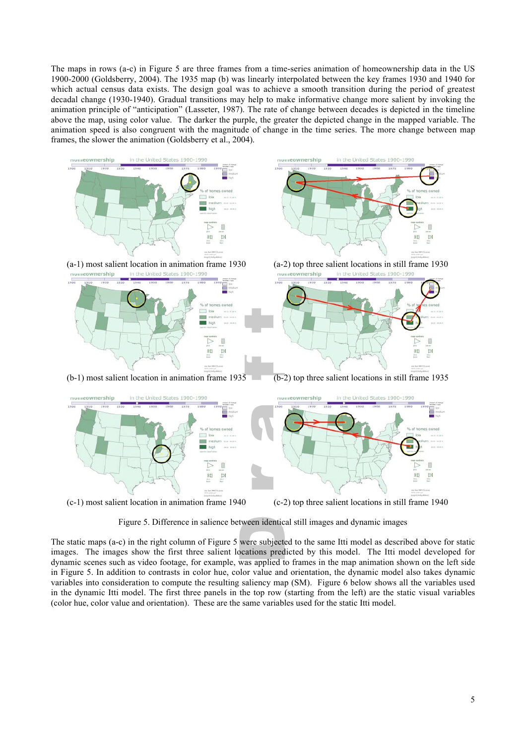The maps in rows (a-c) in Figure 5 are three frames from a time-series animation of homeownership data in the US 1900-2000 (Goldsberry, 2004). The 1935 map (b) was linearly interpolated between the key frames 1930 and 1940 for which actual census data exists. The design goal was to achieve a smooth transition during the period of greatest decadal change (1930-1940). Gradual transitions may help to make informative change more salient by invoking the animation principle of "anticipation" (Lasseter, 1987). The rate of change between decades is depicted in the timeline above the map, using color value. The darker the purple, the greater the depicted change in the mapped variable. The animation speed is also congruent with the magnitude of change in the time series. The more change between map frames, the slower the animation (Goldsberry et al., 2004).

(a-1) most salient location in animation frame 1930

(a-2) top three salient locations in still frame 1930

(b-1) most salient location in animation frame 1935

(b-2) top three salient locations in still frame 1935

(c-1) most salient location in animation frame 1940

(c-2) top three salient locations in still frame 1940

Figure 5. Difference in salience between identical still images and dynamic images

The static maps (a-c) in the right column of Figure 5 were subjected to the same Itti model as described above for static images. The images show the first three salient locations predicted by this model. The Itti model developed for dynamic scenes such as video footage, for example, was applied to frames in the map animation shown on the left side in Figure 5. In addition to contrasts in color hue, color value and orientation, the dynamic model also takes dynamic variables into consideration to compute the resulting saliency map (SM). Figure 6 below shows all the variables used in the dynamic Itti model. The first three panels in the top row (starting from the left) are the static visual variables (color hue, color value and orientation). These are the same variables used for the static Itti model.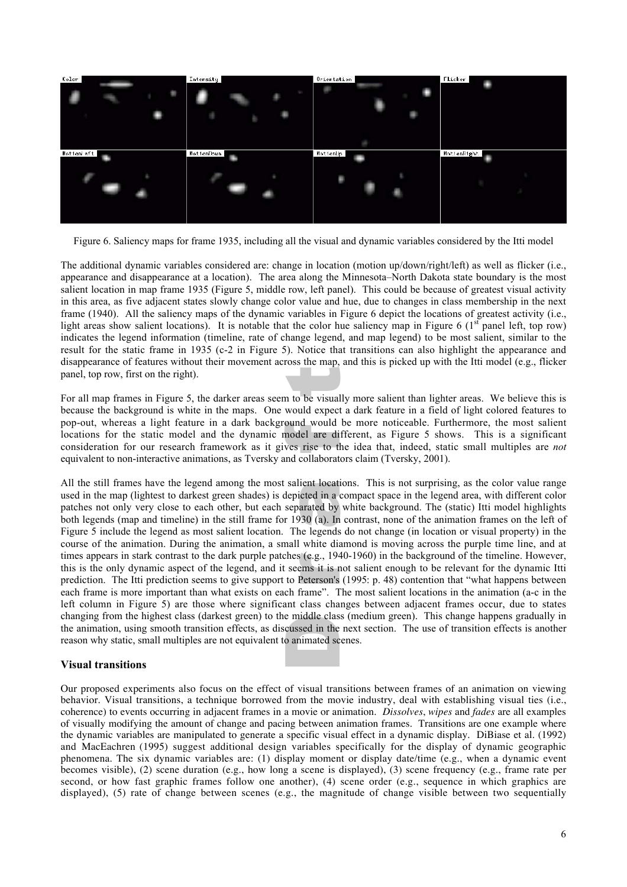Figure 6. Saliency maps for frame 1935, including all the visual and dynamic variables considered by the Itti model

The additional dynamic variables considered are: change in location (motion up/down/right/left) as well as flicker (i.e., appearance and disappearance at a location). The area along the Minnesota–North Dakota state boundary is the most salient location in map frame 1935 (Figure 5, middle row, left panel). This could be because of greatest visual activity in this area, as five adjacent states slowly change color value and hue, due to changes in class membership in the next frame (1940). All the saliency maps of the dynamic variables in Figure 6 depict the locations of greatest activity (i.e., light areas show salient locations). It is notable that the color hue saliency map in Figure 6 (1st panel left, top row) indicates the legend information (timeline, rate of change legend, and map legend) to be most salient, similar to the result for the static frame in 1935 (c-2 in Figure 5). Notice that transitions can also highlight the appearance and disappearance of features without their movement across the map, and this is picked up with the Itti model (e.g., flicker panel, top row, first on the right).

For all map frames in Figure 5, the darker areas seem to be visually more salient than lighter areas. We believe this is because the background is white in the maps. One would expect a dark feature in a field of light colored features to pop-out, whereas a light feature in a dark background would be more noticeable. Furthermore, the most salient locations for the static model and the dynamic model are different, as Figure 5 shows. This is a significant consideration for our research framework as it gives rise to the idea that, indeed, static small multiples are *not* equivalent to non-interactive animations, as Tversky and collaborators claim (Tversky, 2001).

All the still frames have the legend among the most salient locations. This is not surprising, as the color value range used in the map (lightest to darkest green shades) is depicted in a compact space in the legend area, with different color patches not only very close to each other, but each separated by white background. The (static) Itti model highlights both legends (map and timeline) in the still frame for 1930 (a). In contrast, none of the animation frames on the left of Figure 5 include the legend as most salient location. The legends do not change (in location or visual property) in the course of the animation. During the animation, a small white diamond is moving across the purple time line, and at times appears in stark contrast to the dark purple patches (e.g., 1940-1960) in the background of the timeline. However, this is the only dynamic aspect of the legend, and it seems it is not salient enough to be relevant for the dynamic Itti prediction. The Itti prediction seems to give support to Peterson's (1995: p. 48) contention that "what happens between each frame is more important than what exists on each frame". The most salient locations in the animation (a-c in the left column in Figure 5) are those where significant class changes between adjacent frames occur, due to states changing from the highest class (darkest green) to the middle class (medium green). This change happens gradually in the animation, using smooth transition effects, as discussed in the next section. The use of transition effects is another reason why static, small multiples are not equivalent to animated scenes.

### Visual transitions

Our proposed experiments also focus on the effect of visual transitions between frames of an animation on viewing behavior. Visual transitions, a technique borrowed from the movie industry, deal with establishing visual ties (i.e., coherence) to events occurring in adjacent frames in a movie or animation. *Dissolves*, *wipes* and *fades* are all examples of visually modifying the amount of change and pacing between animation frames. Transitions are one example where the dynamic variables are manipulated to generate a specific visual effect in a dynamic display. DiBiase et al. (1992) and MacEachren (1995) suggest additional design variables specifically for the display of dynamic geographic phenomena. The six dynamic variables are: (1) display moment or display date/time (e.g., when a dynamic event becomes visible), (2) scene duration (e.g., how long a scene is displayed), (3) scene frequency (e.g., frame rate per second, or how fast graphic frames follow one another), (4) scene order (e.g., sequence in which graphics are displayed), (5) rate of change between scenes (e.g., the magnitude of change visible between two sequentially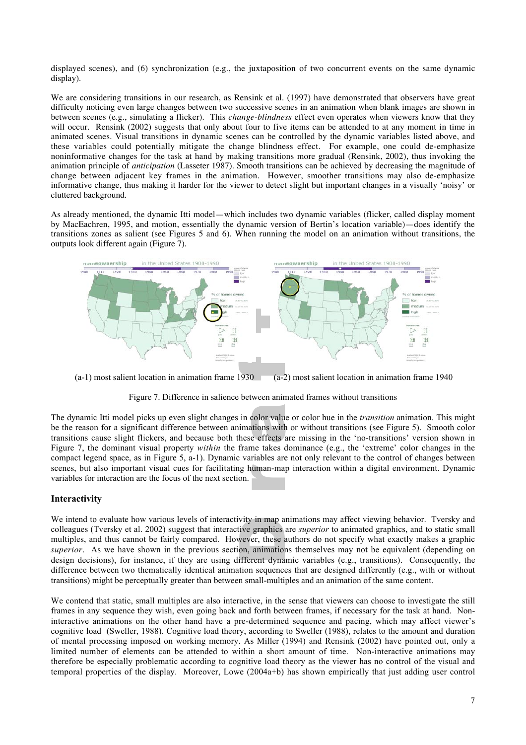displayed scenes), and (6) synchronization (e.g., the juxtaposition of two concurrent events on the same dynamic display).

We are considering transitions in our research, as Rensink et al. (1997) have demonstrated that observers have great difficulty noticing even large changes between two successive scenes in an animation when blank images are shown in between scenes (e.g., simulating a flicker). This *change-blindness* effect even operates when viewers know that they will occur. Rensink (2002) suggests that only about four to five items can be attended to at any moment in time in animated scenes. Visual transitions in dynamic scenes can be controlled by the dynamic variables listed above, and these variables could potentially mitigate the change blindness effect. For example, one could de-emphasize noninformative changes for the task at hand by making transitions more gradual (Rensink, 2002), thus invoking the animation principle of *anticipation* (Lasseter 1987). Smooth transitions can be achieved by decreasing the magnitude of change between adjacent key frames in the animation. However, smoother transitions may also de-emphasize informative change, thus making it harder for the viewer to detect slight but important changes in a visually 'noisy' or cluttered background.

As already mentioned, the dynamic Itti model—which includes two dynamic variables (flicker, called display moment by MacEachren, 1995, and motion, essentially the dynamic version of Bertin's location variable)—does identify the transitions zones as salient (see Figures 5 and 6). When running the model on an animation without transitions, the outputs look different again (Figure 7).

(a-1) most salient location in animation frame 1930 (a-2) most salient location in animation frame 1940

Figure 7. Difference in salience between animated frames without transitions

The dynamic Itti model picks up even slight changes in color value or color hue in the *transition* animation. This might be the reason for a significant difference between animations with or without transitions (see Figure 5). Smooth color transitions cause slight flickers, and because both these effects are missing in the 'no-transitions' version shown in Figure 7, the dominant visual property *within* the frame takes dominance (e.g., the 'extreme' color changes in the compact legend space, as in Figure 5, a-1). Dynamic variables are not only relevant to the control of changes between scenes, but also important visual cues for facilitating human-map interaction within a digital environment. Dynamic variables for interaction are the focus of the next section.

## Interactivity

We intend to evaluate how various levels of interactivity in map animations may affect viewing behavior. Tversky and colleagues (Tversky et al. 2002) suggest that interactive graphics are *superior* to animated graphics, and to static small multiples, and thus cannot be fairly compared. However, these authors do not specify what exactly makes a graphic *superior*. As we have shown in the previous section, animations themselves may not be equivalent (depending on design decisions), for instance, if they are using different dynamic variables (e.g., transitions). Consequently, the difference between two thematically identical animation sequences that are designed differently (e.g., with or without transitions) might be perceptually greater than between small-multiples and an animation of the same content.

We contend that static, small multiples are also interactive, in the sense that viewers can choose to investigate the still frames in any sequence they wish, even going back and forth between frames, if necessary for the task at hand. Non-interactive animations on the other hand have a pre-determined sequence and pacing, which may affect viewer's cognitive load (Sweller, 1988). Cognitive load theory, according to Sweller (1988), relates to the amount and duration of mental processing imposed on working memory. As Miller (1994) and Rensink (2002) have pointed out, only a limited number of elements can be attended to within a short amount of time. Non-interactive animations may therefore be especially problematic according to cognitive load theory as the viewer has no control of the visual and temporal properties of the display. Moreover, Lowe (2004a+b) has shown empirically that just adding user control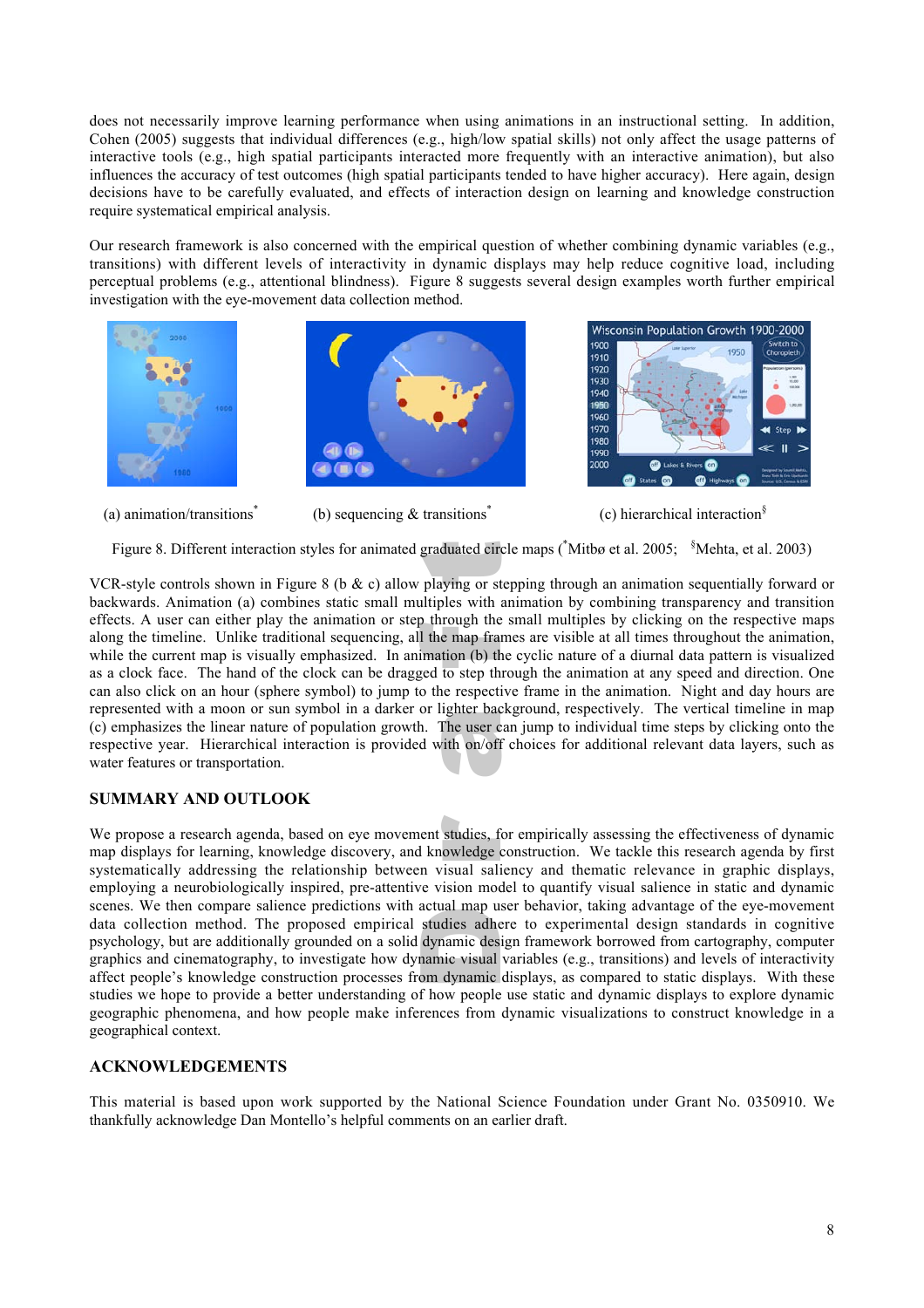does not necessarily improve learning performance when using animations in an instructional setting. In addition, Cohen (2005) suggests that individual differences (e.g., high/low spatial skills) not only affect the usage patterns of interactive tools (e.g., high spatial participants interacted more frequently with an interactive animation), but also influences the accuracy of test outcomes (high spatial participants tended to have higher accuracy). Here again, design decisions have to be carefully evaluated, and effects of interaction design on learning and knowledge construction require systematical empirical analysis.

Our research framework is also concerned with the empirical question of whether combining dynamic variables (e.g., transitions) with different levels of interactivity in dynamic displays may help reduce cognitive load, including perceptual problems (e.g., attentional blindness). Figure 8 suggests several design examples worth further empirical investigation with the eye-movement data collection method.

(a) animation/transitions* (b) sequencing & transitions* (c) hierarchical interaction§

Figure 8. Different interaction styles for animated graduated circle maps (*Mitbø et al. 2005; §Mehta, et al. 2003)

VCR-style controls shown in Figure 8 (b & c) allow playing or stepping through an animation sequentially forward or backwards. Animation (a) combines static small multiples with animation by combining transparency and transition effects. A user can either play the animation or step through the small multiples by clicking on the respective maps along the timeline. Unlike traditional sequencing, all the map frames are visible at all times throughout the animation, while the current map is visually emphasized. In animation (b) the cyclic nature of a diurnal data pattern is visualized as a clock face. The hand of the clock can be dragged to step through the animation at any speed and direction. One can also click on an hour (sphere symbol) to jump to the respective frame in the animation. Night and day hours are represented with a moon or sun symbol in a darker or lighter background, respectively. The vertical timeline in map (c) emphasizes the linear nature of population growth. The user can jump to individual time steps by clicking onto the respective year. Hierarchical interaction is provided with on/off choices for additional relevant data layers, such as water features or transportation.

## SUMMARY AND OUTLOOK

We propose a research agenda, based on eye movement studies, for empirically assessing the effectiveness of dynamic map displays for learning, knowledge discovery, and knowledge construction. We tackle this research agenda by first systematically addressing the relationship between visual saliency and thematic relevance in graphic displays, employing a neurobiologically inspired, pre-attentive vision model to quantify visual salience in static and dynamic scenes. We then compare salience predictions with actual map user behavior, taking advantage of the eye-movement data collection method. The proposed empirical studies adhere to experimental design standards in cognitive psychology, but are additionally grounded on a solid dynamic design framework borrowed from cartography, computer graphics and cinematography, to investigate how dynamic visual variables (e.g., transitions) and levels of interactivity affect people's knowledge construction processes from dynamic displays, as compared to static displays. With these studies we hope to provide a better understanding of how people use static and dynamic displays to explore dynamic geographic phenomena, and how people make inferences from dynamic visualizations to construct knowledge in a geographical context.

## ACKNOWLEDGEMENTS

This material is based upon work supported by the National Science Foundation under Grant No. 0350910. We thankfully acknowledge Dan Montello's helpful comments on an earlier draft.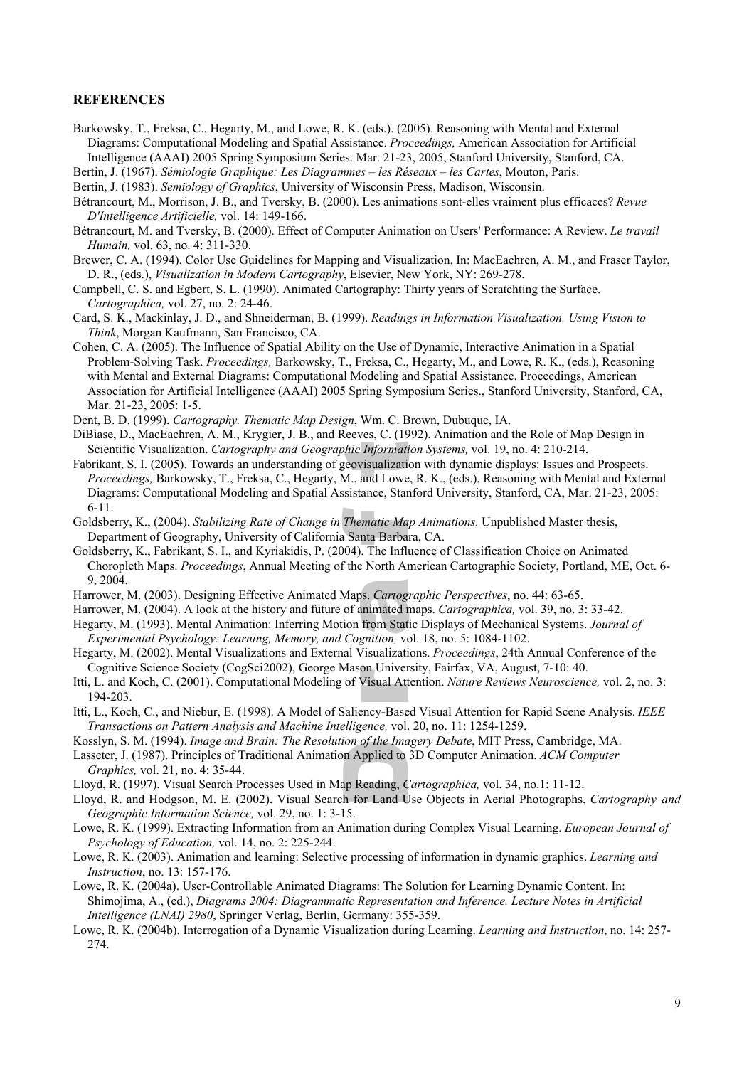## REFERENCES

Barkowsky, T., Freksa, C., Hegarty, M., and Lowe, R. K. (eds.). (2005). Reasoning with Mental and External Diagrams: Computational Modeling and Spatial Assistance. *Proceedings,* American Association for Artificial Intelligence (AAAI) 2005 Spring Symposium Series. Mar. 21-23, 2005, Stanford University, Stanford, CA.

Bertin, J. (1967). *Sémiologie Graphique: Les Diagrammes – les Réseaux – les Cartes*, Mouton, Paris.

Bertin, J. (1983). *Semiology of Graphics*, University of Wisconsin Press, Madison, Wisconsin.

Bétrancourt, M., Morrison, J. B., and Tversky, B. (2000). Les animations sont-elles vraiment plus efficaces? *Revue D'Intelligence Artificielle,* vol. 14: 149-166.

Bétrancourt, M. and Tversky, B. (2000). Effect of Computer Animation on Users' Performance: A Review. *Le travail Humain,* vol. 63, no. 4: 311-330.

Brewer, C. A. (1994). Color Use Guidelines for Mapping and Visualization. In: MacEachren, A. M., and Fraser Taylor, D. R., (eds.), *Visualization in Modern Cartography*, Elsevier, New York, NY: 269-278.

Campbell, C. S. and Egbert, S. L. (1990). Animated Cartography: Thirty years of Scratchting the Surface. *Cartographica,* vol. 27, no. 2: 24-46.

Card, S. K., Mackinlay, J. D., and Shneiderman, B. (1999). *Readings in Information Visualization. Using Vision to Think*, Morgan Kaufmann, San Francisco, CA.

Cohen, C. A. (2005). The Influence of Spatial Ability on the Use of Dynamic, Interactive Animation in a Spatial Problem-Solving Task. *Proceedings,* Barkowsky, T., Freksa, C., Hegarty, M., and Lowe, R. K., (eds.), Reasoning with Mental and External Diagrams: Computational Modeling and Spatial Assistance. Proceedings, American Association for Artificial Intelligence (AAAI) 2005 Spring Symposium Series., Stanford University, Stanford, CA, Mar. 21-23, 2005: 1-5.

Dent, B. D. (1999). *Cartography. Thematic Map Design*, Wm. C. Brown, Dubuque, IA.

DiBiase, D., MacEachren, A. M., Krygier, J. B., and Reeves, C. (1992). Animation and the Role of Map Design in Scientific Visualization. *Cartography and Geographic Information Systems,* vol. 19, no. 4: 210-214.

Fabrikant, S. I. (2005). Towards an understanding of geovisualization with dynamic displays: Issues and Prospects. *Proceedings,* Barkowsky, T., Freksa, C., Hegarty, M., and Lowe, R. K., (eds.), Reasoning with Mental and External Diagrams: Computational Modeling and Spatial Assistance, Stanford University, Stanford, CA, Mar. 21-23, 2005: 6-11.

Goldsberry, K., (2004). *Stabilizing Rate of Change in Thematic Map Animations.* Unpublished Master thesis, Department of Geography, University of California Santa Barbara, CA.

Goldsberry, K., Fabrikant, S. I., and Kyriakidis, P. (2004). The Influence of Classification Choice on Animated Choropleth Maps. *Proceedings*, Annual Meeting of the North American Cartographic Society, Portland, ME, Oct. 6-9, 2004.

Harrower, M. (2003). Designing Effective Animated Maps. *Cartographic Perspectives*, no. 44: 63-65.

Harrower, M. (2004). A look at the history and future of animated maps. *Cartographica,* vol. 39, no. 3: 33-42.

Hegarty, M. (1993). Mental Animation: Inferring Motion from Static Displays of Mechanical Systems. *Journal of Experimental Psychology: Learning, Memory, and Cognition,* vol. 18, no. 5: 1084-1102.

Hegarty, M. (2002). Mental Visualizations and External Visualizations. *Proceedings*, 24th Annual Conference of the Cognitive Science Society (CogSci2002), George Mason University, Fairfax, VA, August, 7-10: 40.

Itti, L. and Koch, C. (2001). Computational Modeling of Visual Attention. *Nature Reviews Neuroscience,* vol. 2, no. 3: 194-203.

Itti, L., Koch, C., and Niebur, E. (1998). A Model of Saliency-Based Visual Attention for Rapid Scene Analysis. *IEEE Transactions on Pattern Analysis and Machine Intelligence,* vol. 20, no. 11: 1254-1259.

Kosslyn, S. M. (1994). *Image and Brain: The Resolution of the Imagery Debate*, MIT Press, Cambridge, MA.

Lasseter, J. (1987). Principles of Traditional Animation Applied to 3D Computer Animation. *ACM Computer Graphics,* vol. 21, no. 4: 35-44.

Lloyd, R. (1997). Visual Search Processes Used in Map Reading, *Cartographica,* vol. 34, no.1: 11-12.

Lloyd, R. and Hodgson, M. E. (2002). Visual Search for Land Use Objects in Aerial Photographs, *Cartography and Geographic Information Science,* vol. 29, no. 1: 3-15.

Lowe, R. K. (1999). Extracting Information from an Animation during Complex Visual Learning. *European Journal of Psychology of Education,* vol. 14, no. 2: 225-244.

Lowe, R. K. (2003). Animation and learning: Selective processing of information in dynamic graphics. *Learning and Instruction*, no. 13: 157-176.

Lowe, R. K. (2004a). User-Controllable Animated Diagrams: The Solution for Learning Dynamic Content. In: Shimojima, A., (ed.), *Diagrams 2004: Diagrammatic Representation and Inference. Lecture Notes in Artificial Intelligence (LNAI) 2980*, Springer Verlag, Berlin, Germany: 355-359.

Lowe, R. K. (2004b). Interrogation of a Dynamic Visualization during Learning. *Learning and Instruction*, no. 14: 257-274.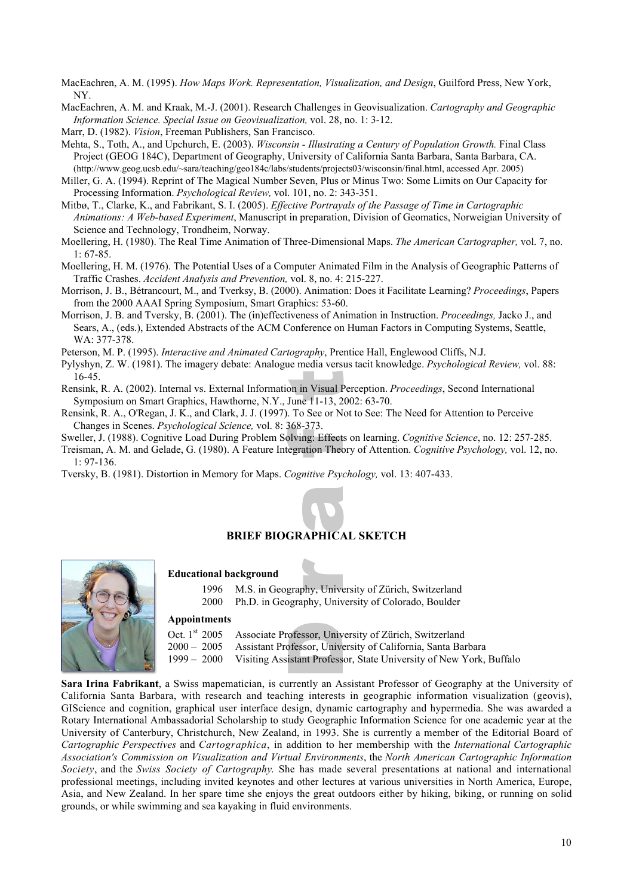MacEachren, A. M. (1995). *How Maps Work. Representation, Visualization, and Design*, Guilford Press, New York, NY.

MacEachren, A. M. and Kraak, M.-J. (2001). Research Challenges in Geovisualization. *Cartography and Geographic Information Science. Special Issue on Geovisualization,* vol. 28, no. 1: 3-12.

Marr, D. (1982). *Vision*, Freeman Publishers, San Francisco.

Mehta, S., Toth, A., and Upchurch, E. (2003). *Wisconsin - Illustrating a Century of Population Growth.* Final Class Project (GEOG 184C), Department of Geography, University of California Santa Barbara, Santa Barbara, CA. (http://www.geog.ucsb.edu/~sara/teaching/geo184c/labs/students/projects03/wisconsin/final.html, accessed Apr. 2005)

Miller, G. A. (1994). Reprint of The Magical Number Seven, Plus or Minus Two: Some Limits on Our Capacity for Processing Information. *Psychological Review,* vol. 101, no. 2: 343-351.

Mitbø, T., Clarke, K., and Fabrikant, S. I. (2005). *Effective Portrayals of the Passage of Time in Cartographic Animations: A Web-based Experiment*, Manuscript in preparation, Division of Geomatics, Norweigian University of Science and Technology, Trondheim, Norway.

Moellering, H. (1980). The Real Time Animation of Three-Dimensional Maps. *The American Cartographer,* vol. 7, no. 1: 67-85.

Moellering, H. M. (1976). The Potential Uses of a Computer Animated Film in the Analysis of Geographic Patterns of Traffic Crashes. *Accident Analysis and Prevention,* vol. 8, no. 4: 215-227.

Morrison, J. B., Bétrancourt, M., and Tversky, B. (2000). Animation: Does it Facilitate Learning? *Proceedings*, Papers from the 2000 AAAI Spring Symposium, Smart Graphics: 53-60.

Morrison, J. B. and Tversky, B. (2001). The (in)effectiveness of Animation in Instruction. *Proceedings,* Jacko J., and Sears, A., (eds.), Extended Abstracts of the ACM Conference on Human Factors in Computing Systems, Seattle, WA: 377-378.

Peterson, M. P. (1995). *Interactive and Animated Cartography*, Prentice Hall, Englewood Cliffs, N.J.

Pylyshyn, Z. W. (1981). The imagery debate: Analogue media versus tacit knowledge. *Psychological Review,* vol. 88: 16-45.

Rensink, R. A. (2002). Internal vs. External Information in Visual Perception. *Proceedings*, Second International Symposium on Smart Graphics, Hawthorne, N.Y., June 11-13, 2002: 63-70.

Rensink, R. A., O'Regan, J. K., and Clark, J. J. (1997). To See or Not to See: The Need for Attention to Perceive Changes in Scenes. *Psychological Science,* vol. 8: 368-373.

Sweller, J. (1988). Cognitive Load During Problem Solving: Effects on learning. *Cognitive Science*, no. 12: 257-285.

Treisman, A. M. and Gelade, G. (1980). A Feature Integration Theory of Attention. *Cognitive Psychology,* vol. 12, no. 1: 97-136.

Tversky, B. (1981). Distortion in Memory for Maps. *Cognitive Psychology,* vol. 13: 407-433.

## BRIEF BIOGRAPHICAL SKETCH

**Educational background**

| | |
|---|---|
| 1996 | M.S. in Geography, University of Zürich, Switzerland |
| 2000 | Ph.D. in Geography, University of Colorado, Boulder |

**Appointments**

| | |
|---|---|
| Oct. 1st 2005 | Associate Professor, University of Zürich, Switzerland |
| 2000 – 2005 | Assistant Professor, University of California, Santa Barbara |
| 1999 – 2000 | Visiting Assistant Professor, State University of New York, Buffalo |

**Sara Irina Fabrikant**, a Swiss mapematician, is currently an Assistant Professor of Geography at the University of California Santa Barbara, with research and teaching interests in geographic information visualization (geovis), GIScience and cognition, graphical user interface design, dynamic cartography and hypermedia. She was awarded a Rotary International Ambassadorial Scholarship to study Geographic Information Science for one academic year at the University of Canterbury, Christchurch, New Zealand, in 1993. She is currently a member of the Editorial Board of *Cartographic Perspectives* and *Cartographica*, in addition to her membership with the *International Cartographic Association's Commission on Visualization and Virtual Environments*, the *North American Cartographic Information Society*, and the *Swiss Society of Cartography.* She has made several presentations at national and international professional meetings, including invited keynotes and other lectures at various universities in North America, Europe, Asia, and New Zealand. In her spare time she enjoys the great outdoors either by hiking, biking, or running on solid grounds, or while swimming and sea kayaking in fluid environments.